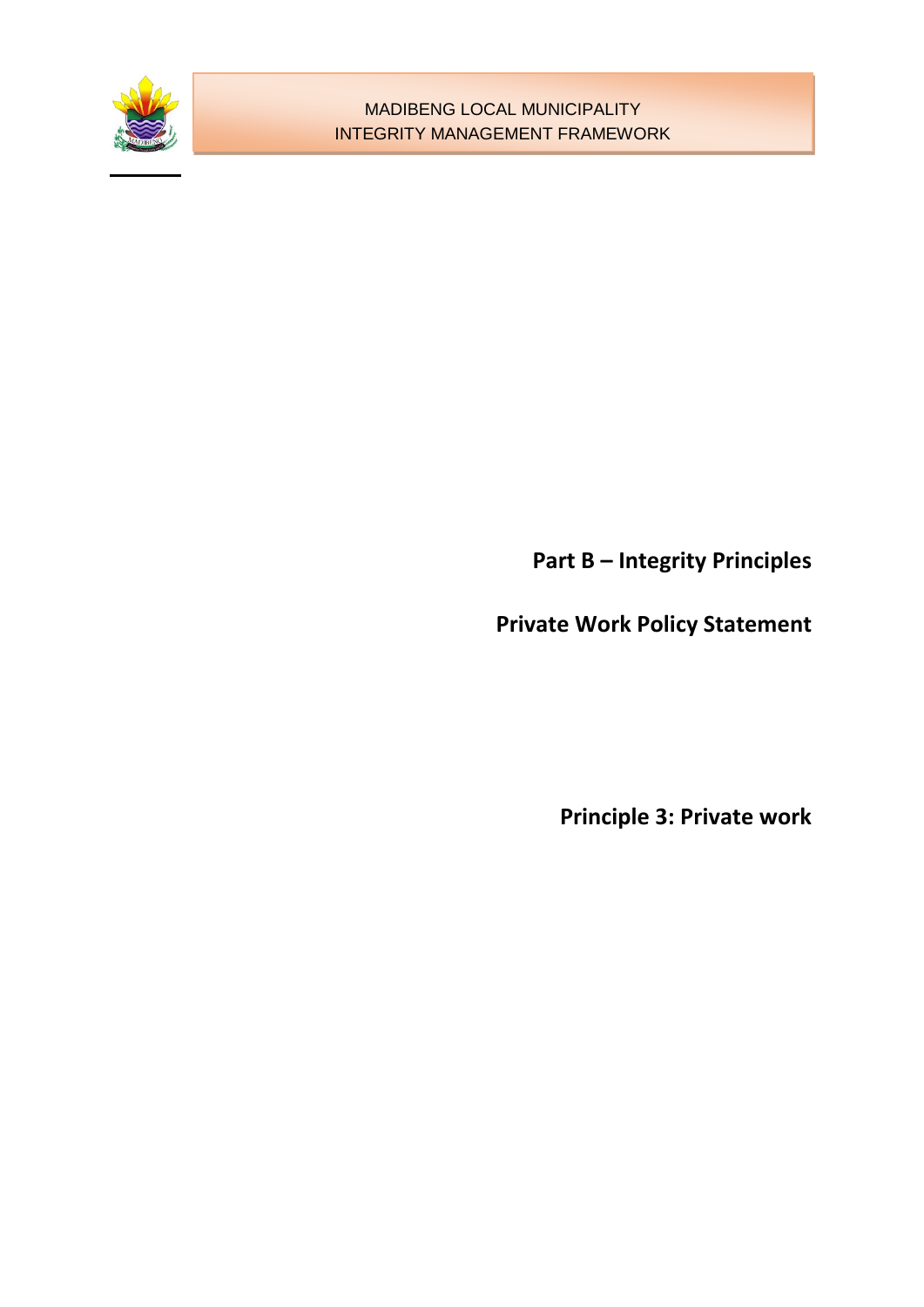# Part B – Integrity Principles

## Private Work Policy Statement

### Principle 3: Private work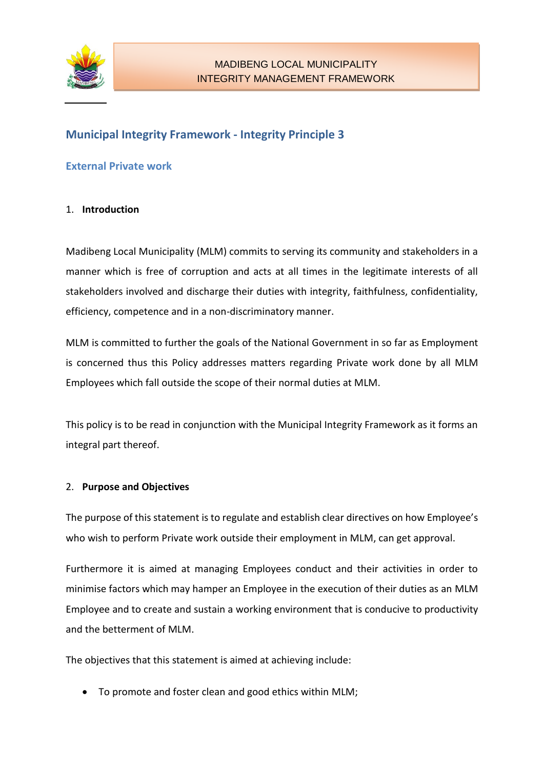## Municipal Integrity Framework - Integrity Principle 3

### External Private work

1. **Introduction**

Madibeng Local Municipality (MLM) commits to serving its community and stakeholders in a manner which is free of corruption and acts at all times in the legitimate interests of all stakeholders involved and discharge their duties with integrity, faithfulness, confidentiality, efficiency, competence and in a non-discriminatory manner.

MLM is committed to further the goals of the National Government in so far as Employment is concerned thus this Policy addresses matters regarding Private work done by all MLM Employees which fall outside the scope of their normal duties at MLM.

This policy is to be read in conjunction with the Municipal Integrity Framework as it forms an integral part thereof.

2. **Purpose and Objectives**

The purpose of this statement is to regulate and establish clear directives on how Employee's who wish to perform Private work outside their employment in MLM, can get approval.

Furthermore it is aimed at managing Employees conduct and their activities in order to minimise factors which may hamper an Employee in the execution of their duties as an MLM Employee and to create and sustain a working environment that is conducive to productivity and the betterment of MLM.

The objectives that this statement is aimed at achieving include:

- To promote and foster clean and good ethics within MLM;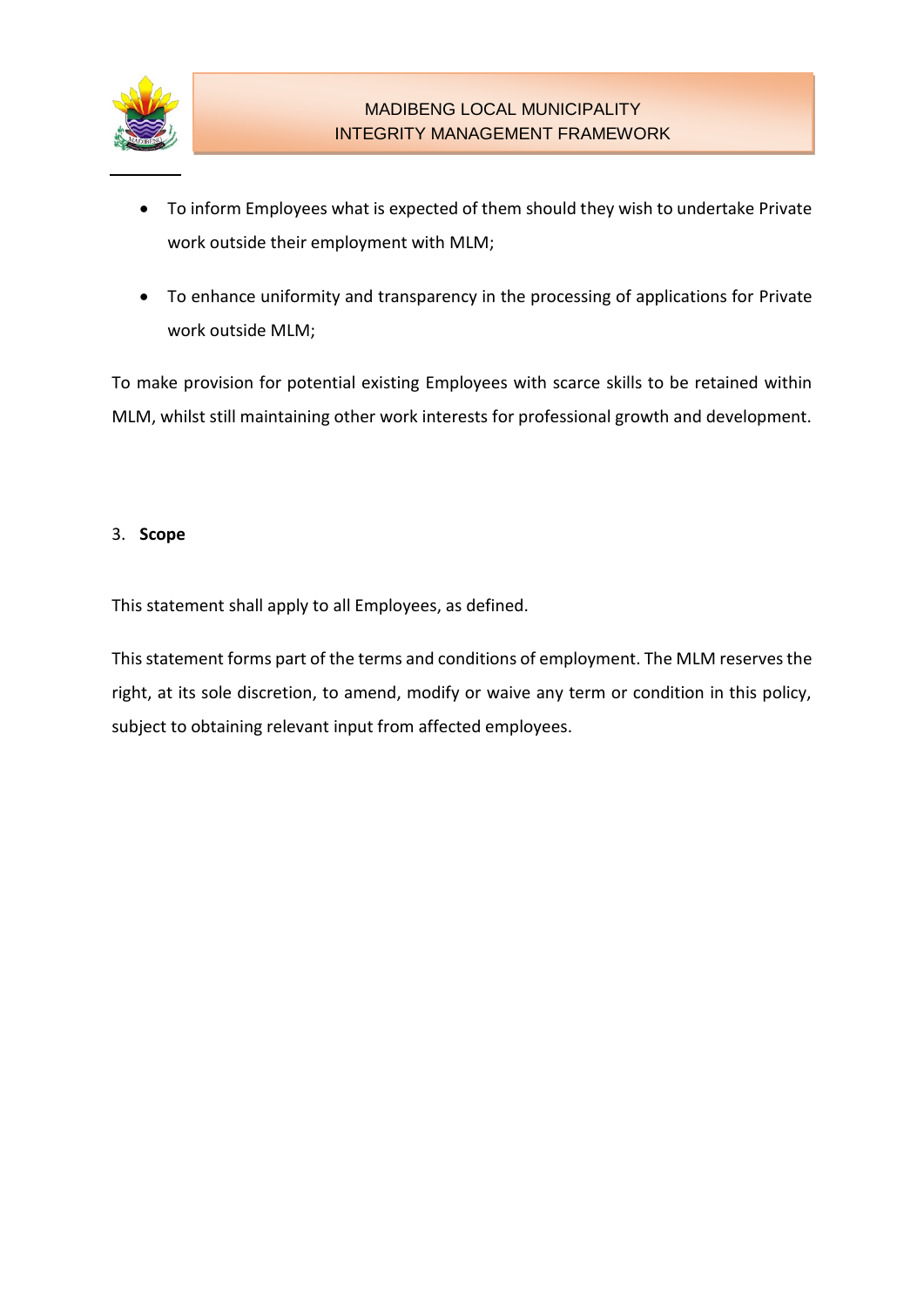- To inform Employees what is expected of them should they wish to undertake Private work outside their employment with MLM;
- To enhance uniformity and transparency in the processing of applications for Private work outside MLM;

To make provision for potential existing Employees with scarce skills to be retained within MLM, whilst still maintaining other work interests for professional growth and development.

## 3. Scope

This statement shall apply to all Employees, as defined.

This statement forms part of the terms and conditions of employment. The MLM reserves the right, at its sole discretion, to amend, modify or waive any term or condition in this policy, subject to obtaining relevant input from affected employees.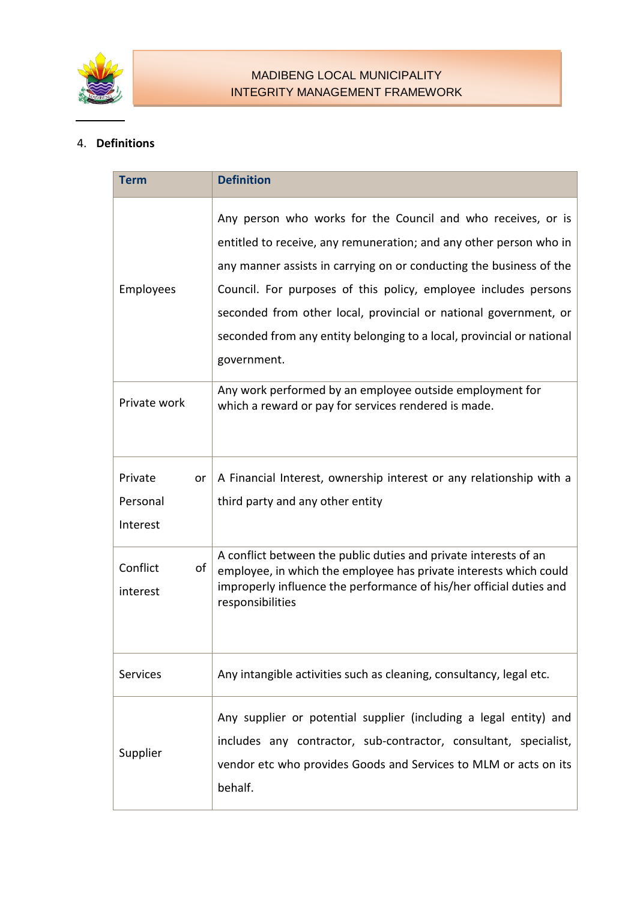## 4. Definitions

| Term | Definition |
|---|---|
| Employees | Any person who works for the Council and who receives, or is entitled to receive, any remuneration; and any other person who in any manner assists in carrying on or conducting the business of the Council. For purposes of this policy, employee includes persons seconded from other local, provincial or national government, or seconded from any entity belonging to a local, provincial or national government. |
| Private work | Any work performed by an employee outside employment for which a reward or pay for services rendered is made. |
| Private or Personal Interest | A Financial Interest, ownership interest or any relationship with a third party and any other entity |
| Conflict of interest | A conflict between the public duties and private interests of an employee, in which the employee has private interests which could improperly influence the performance of his/her official duties and responsibilities |
| Services | Any intangible activities such as cleaning, consultancy, legal etc. |
| Supplier | Any supplier or potential supplier (including a legal entity) and includes any contractor, sub-contractor, consultant, specialist, vendor etc who provides Goods and Services to MLM or acts on its behalf. |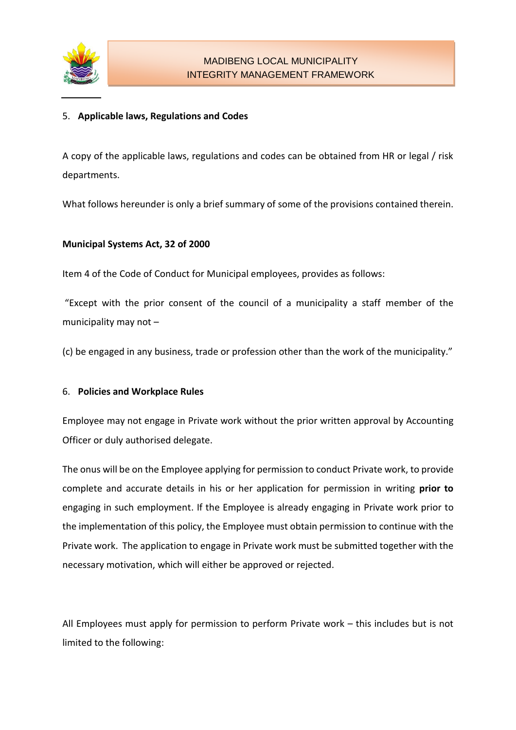## 5. **Applicable laws, Regulations and Codes**

A copy of the applicable laws, regulations and codes can be obtained from HR or legal / risk departments.

What follows hereunder is only a brief summary of some of the provisions contained therein.

**Municipal Systems Act, 32 of 2000**

Item 4 of the Code of Conduct for Municipal employees, provides as follows:

"Except with the prior consent of the council of a municipality a staff member of the municipality may not –

(c) be engaged in any business, trade or profession other than the work of the municipality."

## 6. **Policies and Workplace Rules**

Employee may not engage in Private work without the prior written approval by Accounting Officer or duly authorised delegate.

The onus will be on the Employee applying for permission to conduct Private work, to provide complete and accurate details in his or her application for permission in writing **prior to** engaging in such employment. If the Employee is already engaging in Private work prior to the implementation of this policy, the Employee must obtain permission to continue with the Private work. The application to engage in Private work must be submitted together with the necessary motivation, which will either be approved or rejected.

All Employees must apply for permission to perform Private work – this includes but is not limited to the following: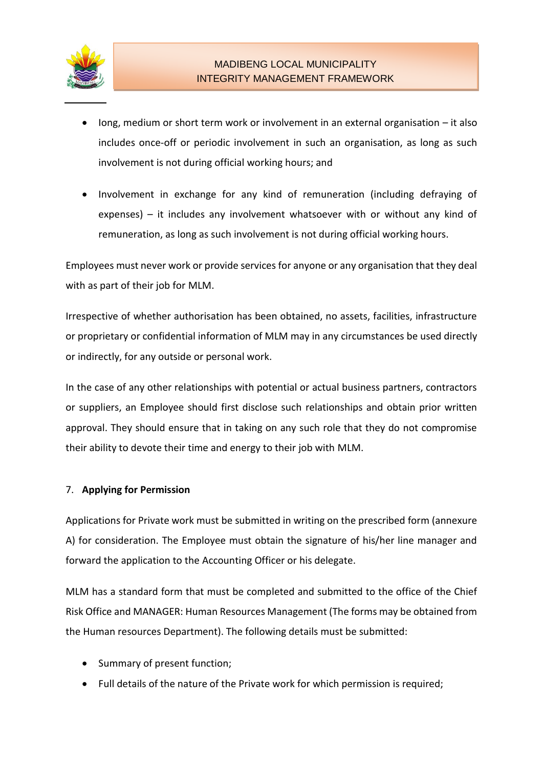- long, medium or short term work or involvement in an external organisation – it also includes once-off or periodic involvement in such an organisation, as long as such involvement is not during official working hours; and
- Involvement in exchange for any kind of remuneration (including defraying of expenses) – it includes any involvement whatsoever with or without any kind of remuneration, as long as such involvement is not during official working hours.

Employees must never work or provide services for anyone or any organisation that they deal with as part of their job for MLM.

Irrespective of whether authorisation has been obtained, no assets, facilities, infrastructure or proprietary or confidential information of MLM may in any circumstances be used directly or indirectly, for any outside or personal work.

In the case of any other relationships with potential or actual business partners, contractors or suppliers, an Employee should first disclose such relationships and obtain prior written approval. They should ensure that in taking on any such role that they do not compromise their ability to devote their time and energy to their job with MLM.

## 7. **Applying for Permission**

Applications for Private work must be submitted in writing on the prescribed form (annexure A) for consideration. The Employee must obtain the signature of his/her line manager and forward the application to the Accounting Officer or his delegate.

MLM has a standard form that must be completed and submitted to the office of the Chief Risk Office and MANAGER: Human Resources Management (The forms may be obtained from the Human resources Department). The following details must be submitted:

- Summary of present function;
- Full details of the nature of the Private work for which permission is required;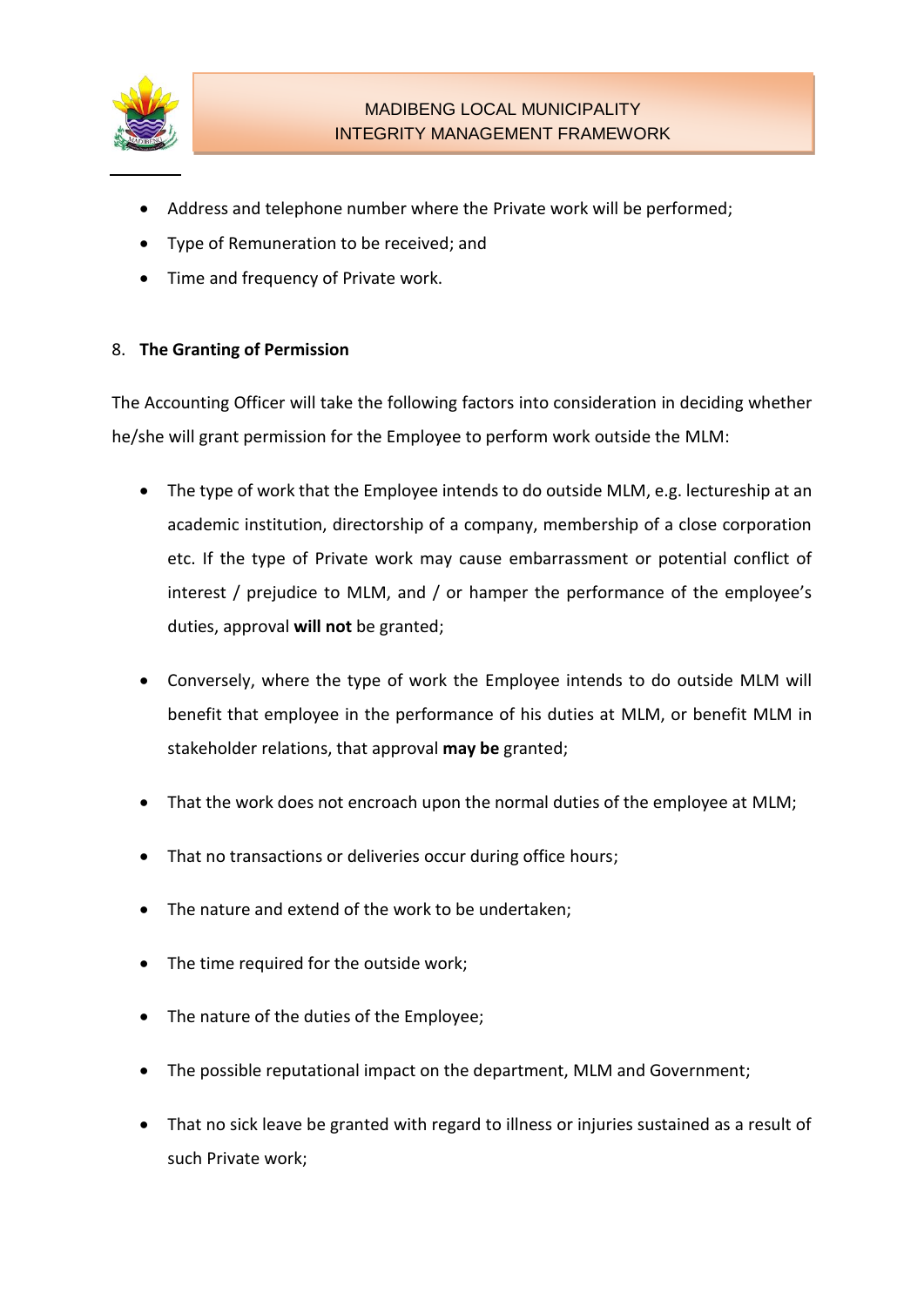- Address and telephone number where the Private work will be performed;
- Type of Remuneration to be received; and
- Time and frequency of Private work.

## 8. **The Granting of Permission**

The Accounting Officer will take the following factors into consideration in deciding whether he/she will grant permission for the Employee to perform work outside the MLM:

- The type of work that the Employee intends to do outside MLM, e.g. lectureship at an academic institution, directorship of a company, membership of a close corporation etc. If the type of Private work may cause embarrassment or potential conflict of interest / prejudice to MLM, and / or hamper the performance of the employee's duties, approval **will not** be granted;

- Conversely, where the type of work the Employee intends to do outside MLM will benefit that employee in the performance of his duties at MLM, or benefit MLM in stakeholder relations, that approval **may be** granted;

- That the work does not encroach upon the normal duties of the employee at MLM;

- That no transactions or deliveries occur during office hours;

- The nature and extend of the work to be undertaken;

- The time required for the outside work;

- The nature of the duties of the Employee;

- The possible reputational impact on the department, MLM and Government;

- That no sick leave be granted with regard to illness or injuries sustained as a result of such Private work;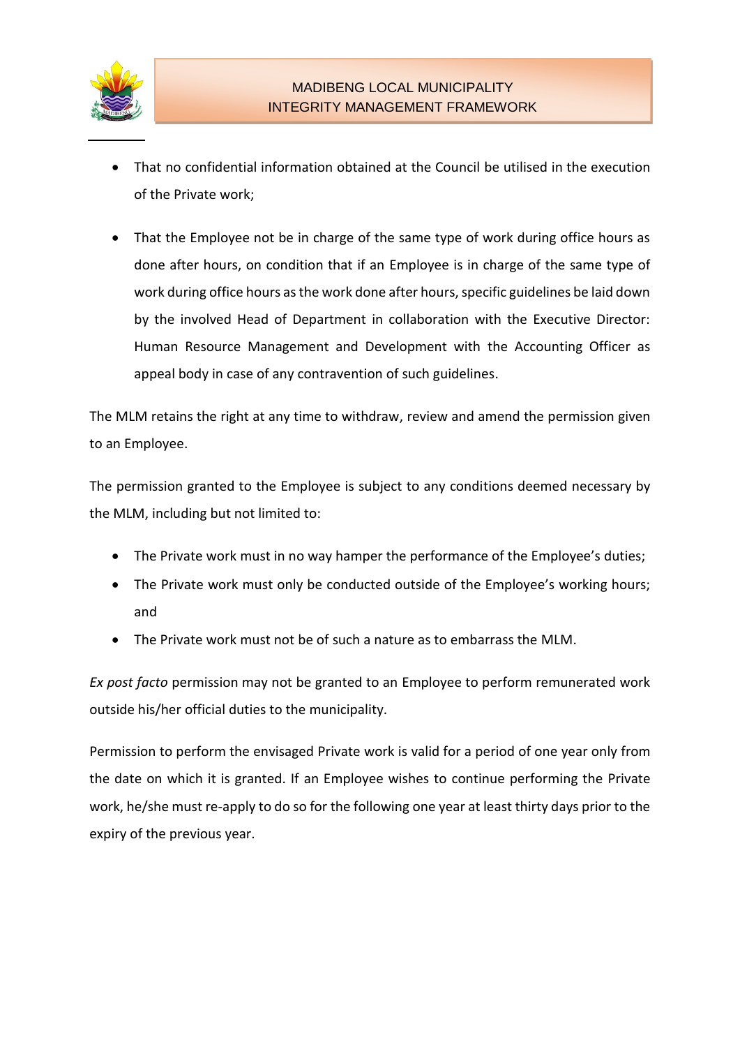- That no confidential information obtained at the Council be utilised in the execution of the Private work;
- That the Employee not be in charge of the same type of work during office hours as done after hours, on condition that if an Employee is in charge of the same type of work during office hours as the work done after hours, specific guidelines be laid down by the involved Head of Department in collaboration with the Executive Director: Human Resource Management and Development with the Accounting Officer as appeal body in case of any contravention of such guidelines.

The MLM retains the right at any time to withdraw, review and amend the permission given to an Employee.

The permission granted to the Employee is subject to any conditions deemed necessary by the MLM, including but not limited to:

- The Private work must in no way hamper the performance of the Employee's duties;
- The Private work must only be conducted outside of the Employee's working hours; and
- The Private work must not be of such a nature as to embarrass the MLM.

*Ex post facto* permission may not be granted to an Employee to perform remunerated work outside his/her official duties to the municipality.

Permission to perform the envisaged Private work is valid for a period of one year only from the date on which it is granted. If an Employee wishes to continue performing the Private work, he/she must re-apply to do so for the following one year at least thirty days prior to the expiry of the previous year.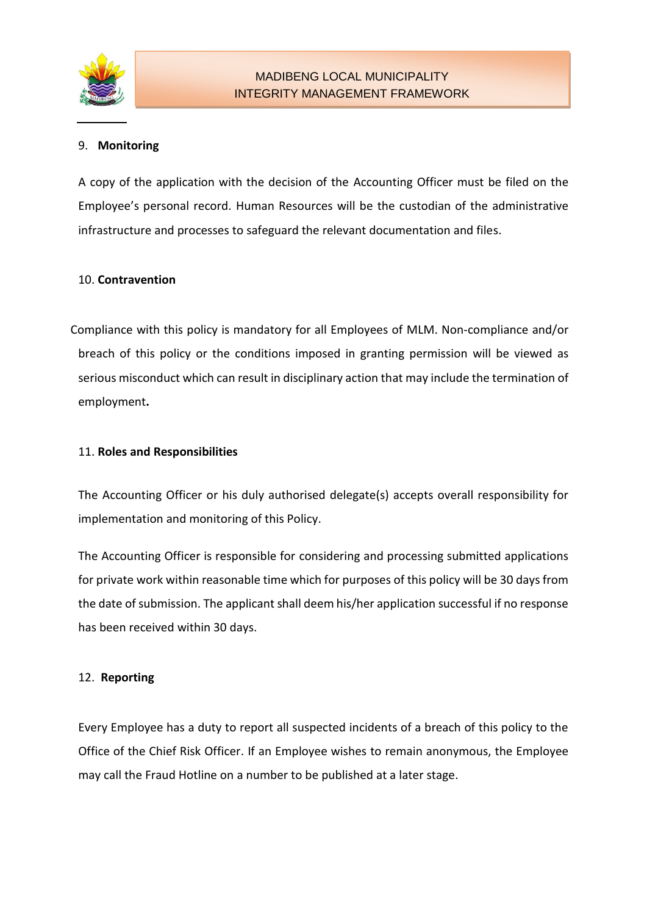## 9. **Monitoring**

A copy of the application with the decision of the Accounting Officer must be filed on the Employee's personal record. Human Resources will be the custodian of the administrative infrastructure and processes to safeguard the relevant documentation and files.

## 10. **Contravention**

Compliance with this policy is mandatory for all Employees of MLM. Non-compliance and/or breach of this policy or the conditions imposed in granting permission will be viewed as serious misconduct which can result in disciplinary action that may include the termination of employment**.**

## 11. **Roles and Responsibilities**

The Accounting Officer or his duly authorised delegate(s) accepts overall responsibility for implementation and monitoring of this Policy.

The Accounting Officer is responsible for considering and processing submitted applications for private work within reasonable time which for purposes of this policy will be 30 days from the date of submission. The applicant shall deem his/her application successful if no response has been received within 30 days.

## 12. **Reporting**

Every Employee has a duty to report all suspected incidents of a breach of this policy to the Office of the Chief Risk Officer. If an Employee wishes to remain anonymous, the Employee may call the Fraud Hotline on a number to be published at a later stage.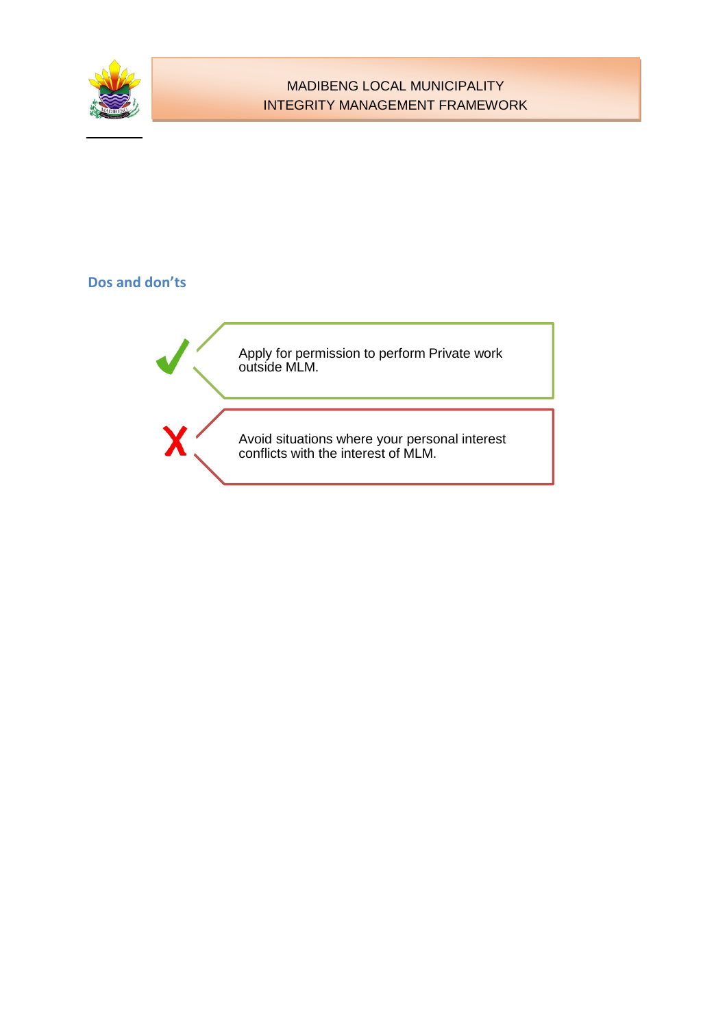## Dos and don'ts

✓ Apply for permission to perform Private work outside MLM.

✗ Avoid situations where your personal interest conflicts with the interest of MLM.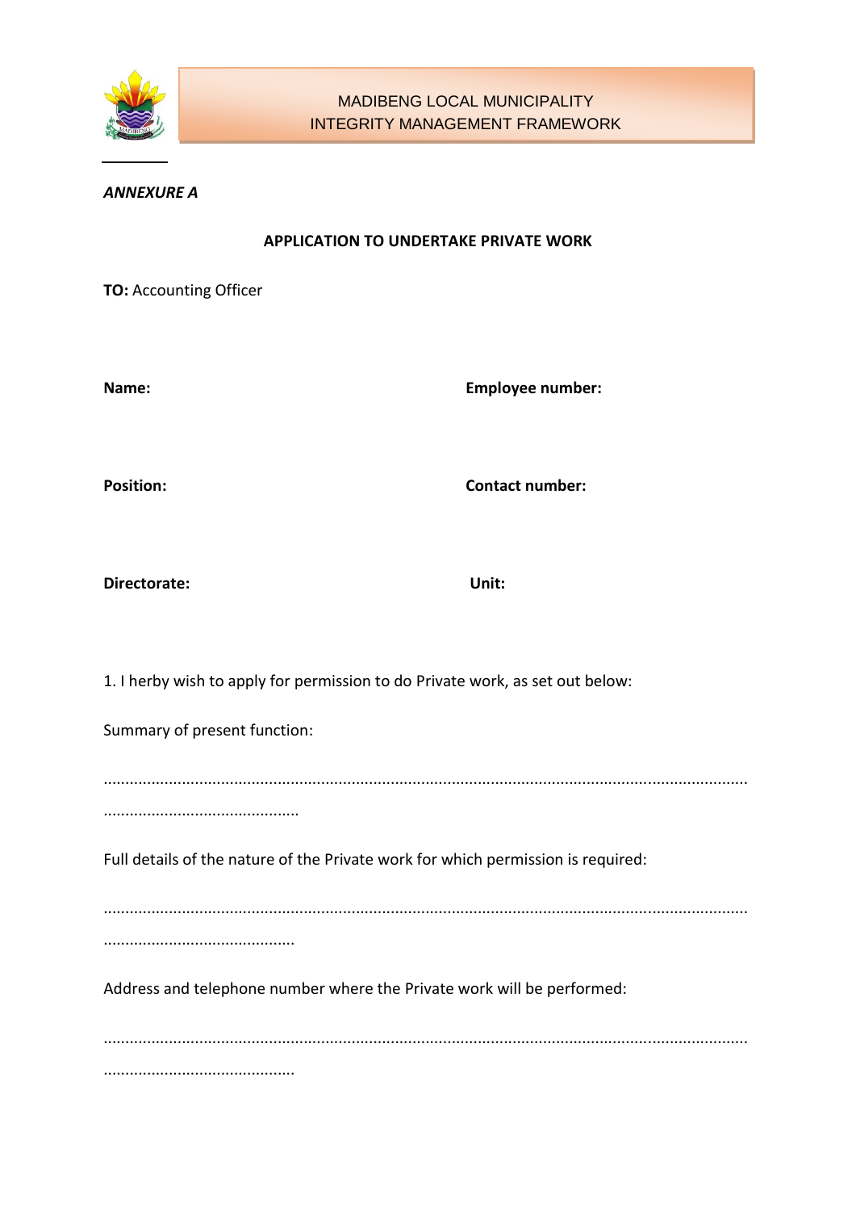*ANNEXURE A*

**APPLICATION TO UNDERTAKE PRIVATE WORK**

**TO:** Accounting Officer

**Name:** **Employee number:**

**Position:** **Contact number:**

**Directorate:** **Unit:**

1. I herby wish to apply for permission to do Private work, as set out below:

Summary of present function:

.................................................................................................................................................
............................................

Full details of the nature of the Private work for which permission is required:

.................................................................................................................................................
...........................................

Address and telephone number where the Private work will be performed:

.................................................................................................................................................
...........................................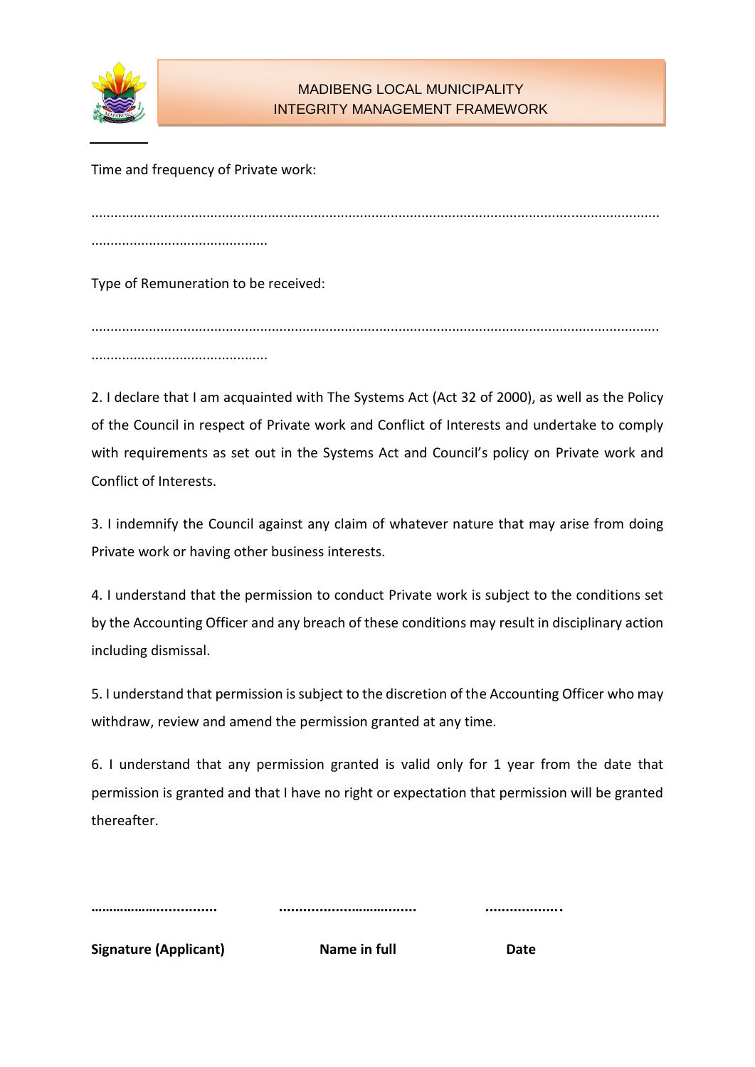Time and frequency of Private work:

………………………………………………………………………………………………………………………………………

…………………………………………

Type of Remuneration to be received:

………………………………………………………………………………………………………………………………………

…………………………………………

2. I declare that I am acquainted with The Systems Act (Act 32 of 2000), as well as the Policy of the Council in respect of Private work and Conflict of Interests and undertake to comply with requirements as set out in the Systems Act and Council's policy on Private work and Conflict of Interests.

3. I indemnify the Council against any claim of whatever nature that may arise from doing Private work or having other business interests.

4. I understand that the permission to conduct Private work is subject to the conditions set by the Accounting Officer and any breach of these conditions may result in disciplinary action including dismissal.

5. I understand that permission is subject to the discretion of the Accounting Officer who may withdraw, review and amend the permission granted at any time.

6. I understand that any permission granted is valid only for 1 year from the date that permission is granted and that I have no right or expectation that permission will be granted thereafter.

| ……………………………. | ……………………………… | ………………. |
|---|---|---|
| **Signature (Applicant)** | **Name in full** | **Date** |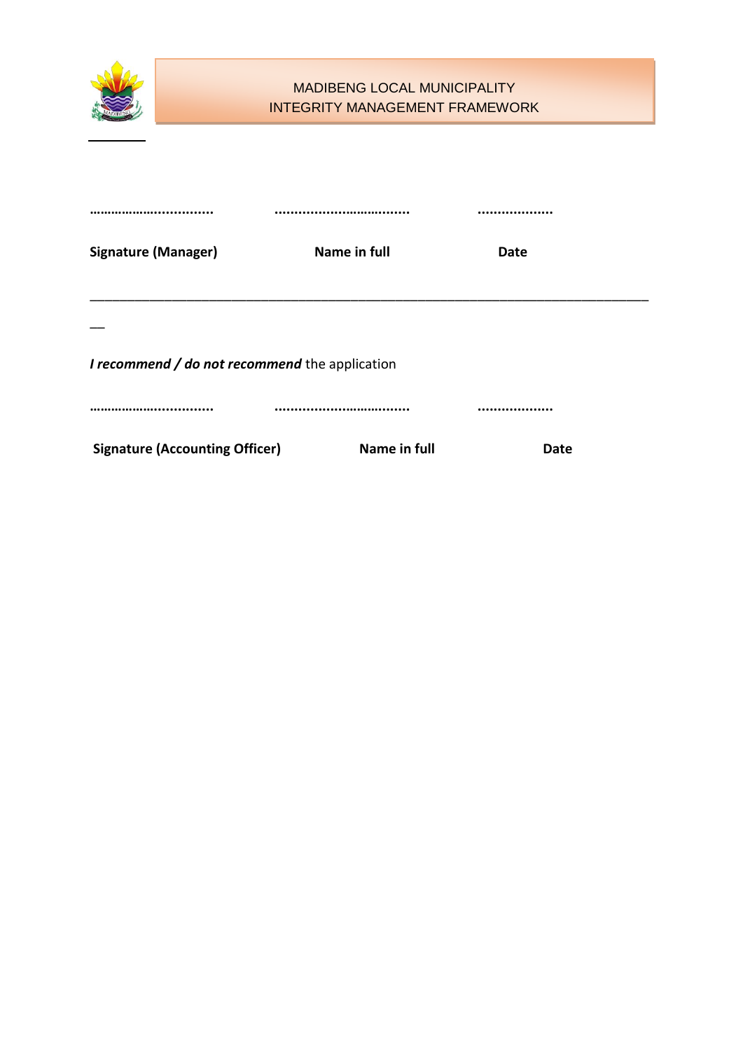……………….............. ……………………………. ……………….

**Signature (Manager)** **Name in full** **Date**

___________________________________________________________________________

***I recommend / do not recommend*** the application

……………….............. ……………………………. ……………….

**Signature (Accounting Officer)** **Name in full** **Date**